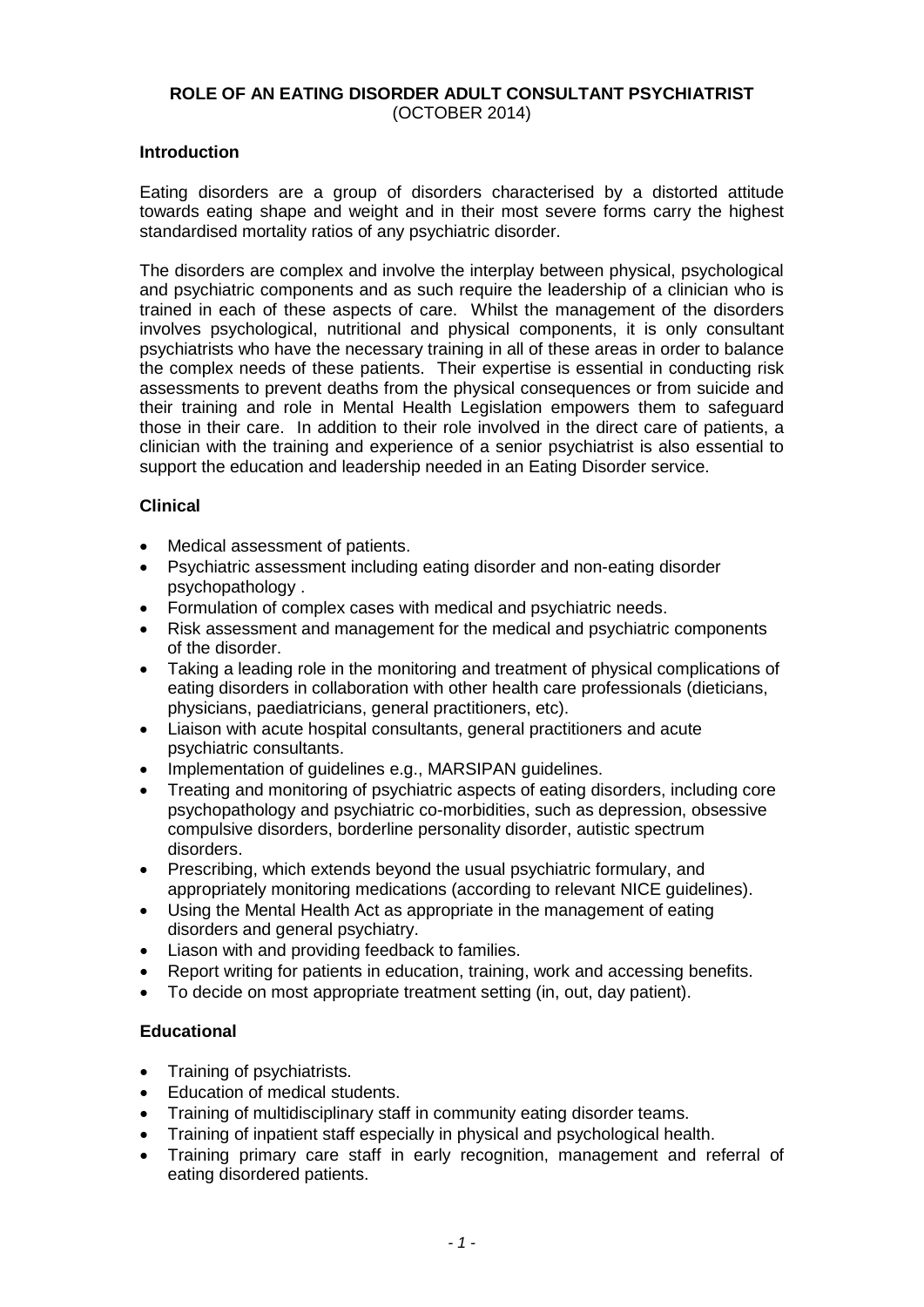# ROLE OF AN EATING DISORDER ADULT CONSULTANT PSYCHIATRIST

(OCTOBER 2014)

## Introduction

Eating disorders are a group of disorders characterised by a distorted attitude towards eating shape and weight and in their most severe forms carry the highest standardised mortality ratios of any psychiatric disorder.

The disorders are complex and involve the interplay between physical, psychological and psychiatric components and as such require the leadership of a clinician who is trained in each of these aspects of care. Whilst the management of the disorders involves psychological, nutritional and physical components, it is only consultant psychiatrists who have the necessary training in all of these areas in order to balance the complex needs of these patients. Their expertise is essential in conducting risk assessments to prevent deaths from the physical consequences or from suicide and their training and role in Mental Health Legislation empowers them to safeguard those in their care. In addition to their role involved in the direct care of patients, a clinician with the training and experience of a senior psychiatrist is also essential to support the education and leadership needed in an Eating Disorder service.

## Clinical

- Medical assessment of patients.
- Psychiatric assessment including eating disorder and non-eating disorder psychopathology .
- Formulation of complex cases with medical and psychiatric needs.
- Risk assessment and management for the medical and psychiatric components of the disorder.
- Taking a leading role in the monitoring and treatment of physical complications of eating disorders in collaboration with other health care professionals (dieticians, physicians, paediatricians, general practitioners, etc).
- Liaison with acute hospital consultants, general practitioners and acute psychiatric consultants.
- Implementation of guidelines e.g., MARSIPAN guidelines.
- Treating and monitoring of psychiatric aspects of eating disorders, including core psychopathology and psychiatric co-morbidities, such as depression, obsessive compulsive disorders, borderline personality disorder, autistic spectrum disorders.
- Prescribing, which extends beyond the usual psychiatric formulary, and appropriately monitoring medications (according to relevant NICE guidelines).
- Using the Mental Health Act as appropriate in the management of eating disorders and general psychiatry.
- Liason with and providing feedback to families.
- Report writing for patients in education, training, work and accessing benefits.
- To decide on most appropriate treatment setting (in, out, day patient).

## Educational

- Training of psychiatrists.
- Education of medical students.
- Training of multidisciplinary staff in community eating disorder teams.
- Training of inpatient staff especially in physical and psychological health.
- Training primary care staff in early recognition, management and referral of eating disordered patients.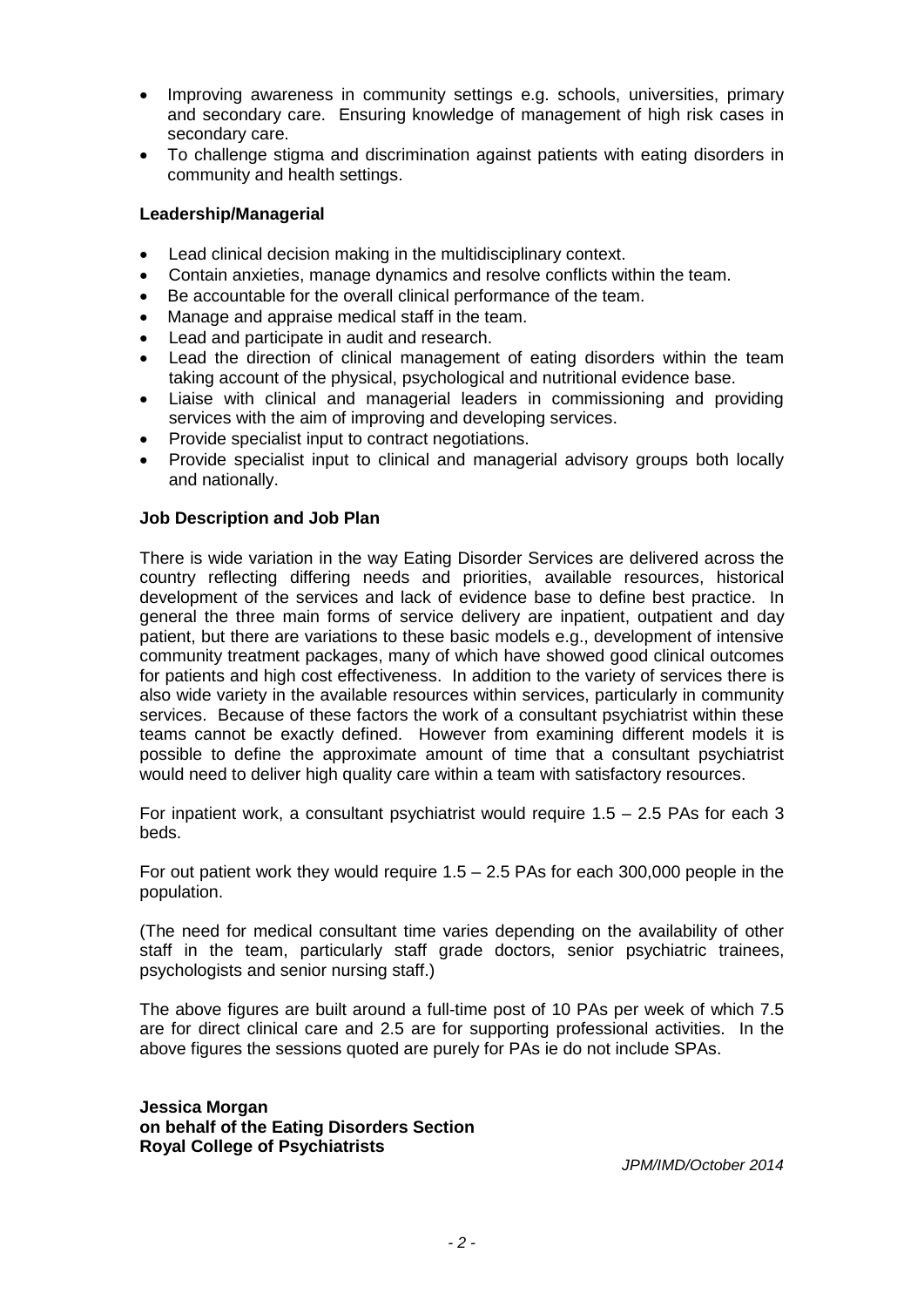- Improving awareness in community settings e.g. schools, universities, primary and secondary care. Ensuring knowledge of management of high risk cases in secondary care.
- To challenge stigma and discrimination against patients with eating disorders in community and health settings.

**Leadership/Managerial**

- Lead clinical decision making in the multidisciplinary context.
- Contain anxieties, manage dynamics and resolve conflicts within the team.
- Be accountable for the overall clinical performance of the team.
- Manage and appraise medical staff in the team.
- Lead and participate in audit and research.
- Lead the direction of clinical management of eating disorders within the team taking account of the physical, psychological and nutritional evidence base.
- Liaise with clinical and managerial leaders in commissioning and providing services with the aim of improving and developing services.
- Provide specialist input to contract negotiations.
- Provide specialist input to clinical and managerial advisory groups both locally and nationally.

**Job Description and Job Plan**

There is wide variation in the way Eating Disorder Services are delivered across the country reflecting differing needs and priorities, available resources, historical development of the services and lack of evidence base to define best practice. In general the three main forms of service delivery are inpatient, outpatient and day patient, but there are variations to these basic models e.g., development of intensive community treatment packages, many of which have showed good clinical outcomes for patients and high cost effectiveness. In addition to the variety of services there is also wide variety in the available resources within services, particularly in community services. Because of these factors the work of a consultant psychiatrist within these teams cannot be exactly defined. However from examining different models it is possible to define the approximate amount of time that a consultant psychiatrist would need to deliver high quality care within a team with satisfactory resources.

For inpatient work, a consultant psychiatrist would require 1.5 – 2.5 PAs for each 3 beds.

For out patient work they would require 1.5 – 2.5 PAs for each 300,000 people in the population.

(The need for medical consultant time varies depending on the availability of other staff in the team, particularly staff grade doctors, senior psychiatric trainees, psychologists and senior nursing staff.)

The above figures are built around a full-time post of 10 PAs per week of which 7.5 are for direct clinical care and 2.5 are for supporting professional activities. In the above figures the sessions quoted are purely for PAs ie do not include SPAs.

**Jessica Morgan**
**on behalf of the Eating Disorders Section**
**Royal College of Psychiatrists**

*JPM/IMD/October 2014*